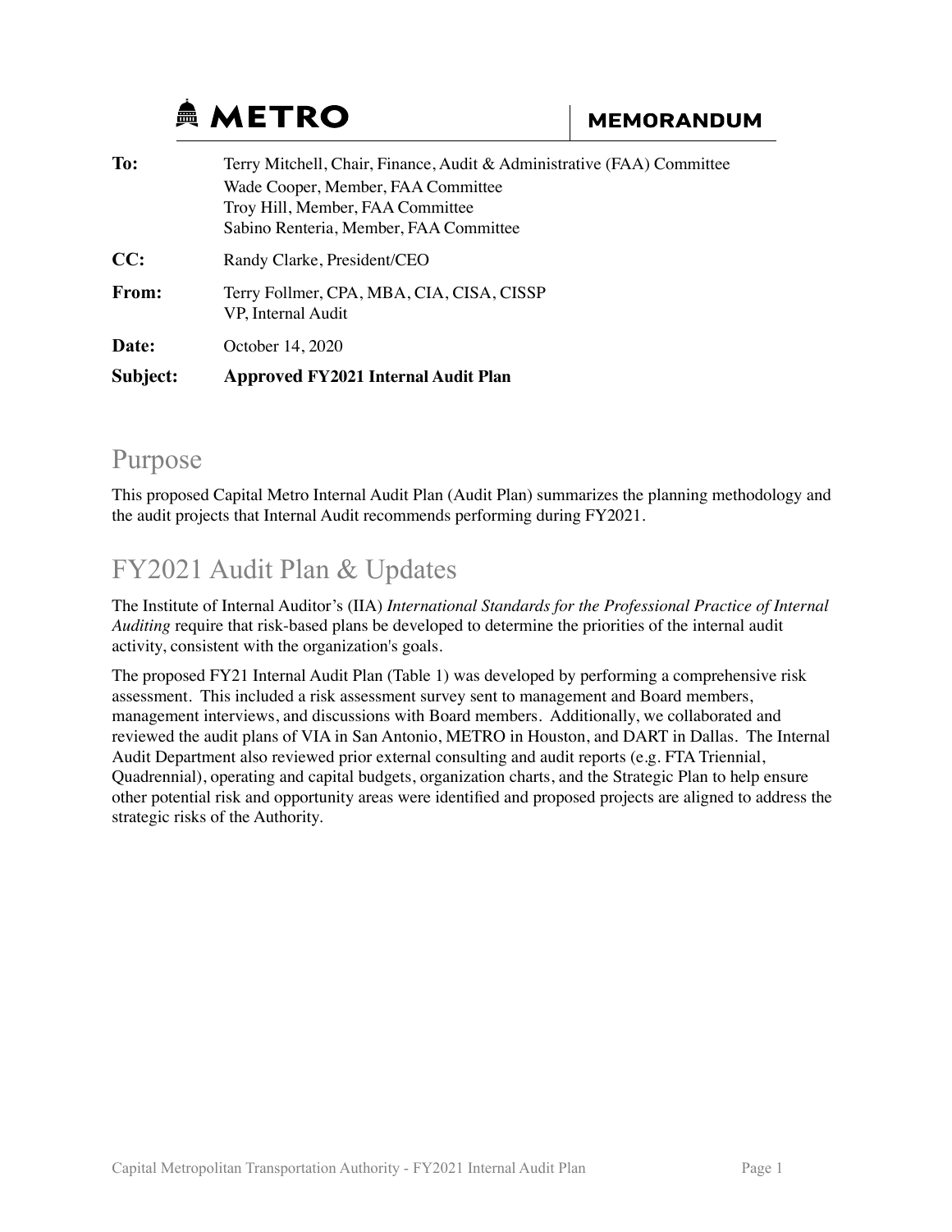METRO

**MEMORANDUM**

**To:** Terry Mitchell, Chair, Finance, Audit & Administrative (FAA) Committee
Wade Cooper, Member, FAA Committee
Troy Hill, Member, FAA Committee
Sabino Renteria, Member, FAA Committee

**CC:** Randy Clarke, President/CEO

**From:** Terry Follmer, CPA, MBA, CIA, CISA, CISSP
VP, Internal Audit

**Date:** October 14, 2020

**Subject:** **Approved FY2021 Internal Audit Plan**

## Purpose

This proposed Capital Metro Internal Audit Plan (Audit Plan) summarizes the planning methodology and the audit projects that Internal Audit recommends performing during FY2021.

## FY2021 Audit Plan & Updates

The Institute of Internal Auditor's (IIA) *International Standards for the Professional Practice of Internal Auditing* require that risk-based plans be developed to determine the priorities of the internal audit activity, consistent with the organization's goals.

The proposed FY21 Internal Audit Plan (Table 1) was developed by performing a comprehensive risk assessment. This included a risk assessment survey sent to management and Board members, management interviews, and discussions with Board members. Additionally, we collaborated and reviewed the audit plans of VIA in San Antonio, METRO in Houston, and DART in Dallas. The Internal Audit Department also reviewed prior external consulting and audit reports (e.g. FTA Triennial, Quadrennial), operating and capital budgets, organization charts, and the Strategic Plan to help ensure other potential risk and opportunity areas were identified and proposed projects are aligned to address the strategic risks of the Authority.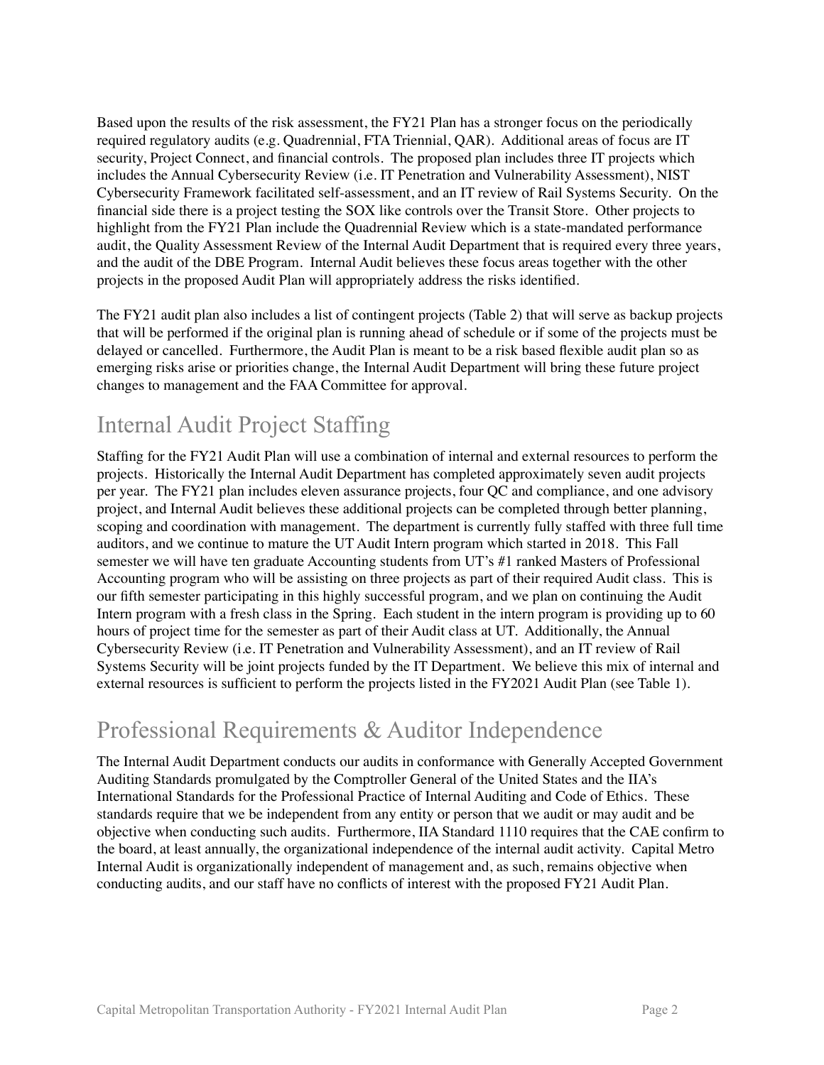Based upon the results of the risk assessment, the FY21 Plan has a stronger focus on the periodically required regulatory audits (e.g. Quadrennial, FTA Triennial, QAR). Additional areas of focus are IT security, Project Connect, and financial controls. The proposed plan includes three IT projects which includes the Annual Cybersecurity Review (i.e. IT Penetration and Vulnerability Assessment), NIST Cybersecurity Framework facilitated self-assessment, and an IT review of Rail Systems Security. On the financial side there is a project testing the SOX like controls over the Transit Store. Other projects to highlight from the FY21 Plan include the Quadrennial Review which is a state-mandated performance audit, the Quality Assessment Review of the Internal Audit Department that is required every three years, and the audit of the DBE Program. Internal Audit believes these focus areas together with the other projects in the proposed Audit Plan will appropriately address the risks identified.

The FY21 audit plan also includes a list of contingent projects (Table 2) that will serve as backup projects that will be performed if the original plan is running ahead of schedule or if some of the projects must be delayed or cancelled. Furthermore, the Audit Plan is meant to be a risk based flexible audit plan so as emerging risks arise or priorities change, the Internal Audit Department will bring these future project changes to management and the FAA Committee for approval.

## Internal Audit Project Staffing

Staffing for the FY21 Audit Plan will use a combination of internal and external resources to perform the projects. Historically the Internal Audit Department has completed approximately seven audit projects per year. The FY21 plan includes eleven assurance projects, four QC and compliance, and one advisory project, and Internal Audit believes these additional projects can be completed through better planning, scoping and coordination with management. The department is currently fully staffed with three full time auditors, and we continue to mature the UT Audit Intern program which started in 2018. This Fall semester we will have ten graduate Accounting students from UT's #1 ranked Masters of Professional Accounting program who will be assisting on three projects as part of their required Audit class. This is our fifth semester participating in this highly successful program, and we plan on continuing the Audit Intern program with a fresh class in the Spring. Each student in the intern program is providing up to 60 hours of project time for the semester as part of their Audit class at UT. Additionally, the Annual Cybersecurity Review (i.e. IT Penetration and Vulnerability Assessment), and an IT review of Rail Systems Security will be joint projects funded by the IT Department. We believe this mix of internal and external resources is sufficient to perform the projects listed in the FY2021 Audit Plan (see Table 1).

## Professional Requirements & Auditor Independence

The Internal Audit Department conducts our audits in conformance with Generally Accepted Government Auditing Standards promulgated by the Comptroller General of the United States and the IIA's International Standards for the Professional Practice of Internal Auditing and Code of Ethics. These standards require that we be independent from any entity or person that we audit or may audit and be objective when conducting such audits. Furthermore, IIA Standard 1110 requires that the CAE confirm to the board, at least annually, the organizational independence of the internal audit activity. Capital Metro Internal Audit is organizationally independent of management and, as such, remains objective when conducting audits, and our staff have no conflicts of interest with the proposed FY21 Audit Plan.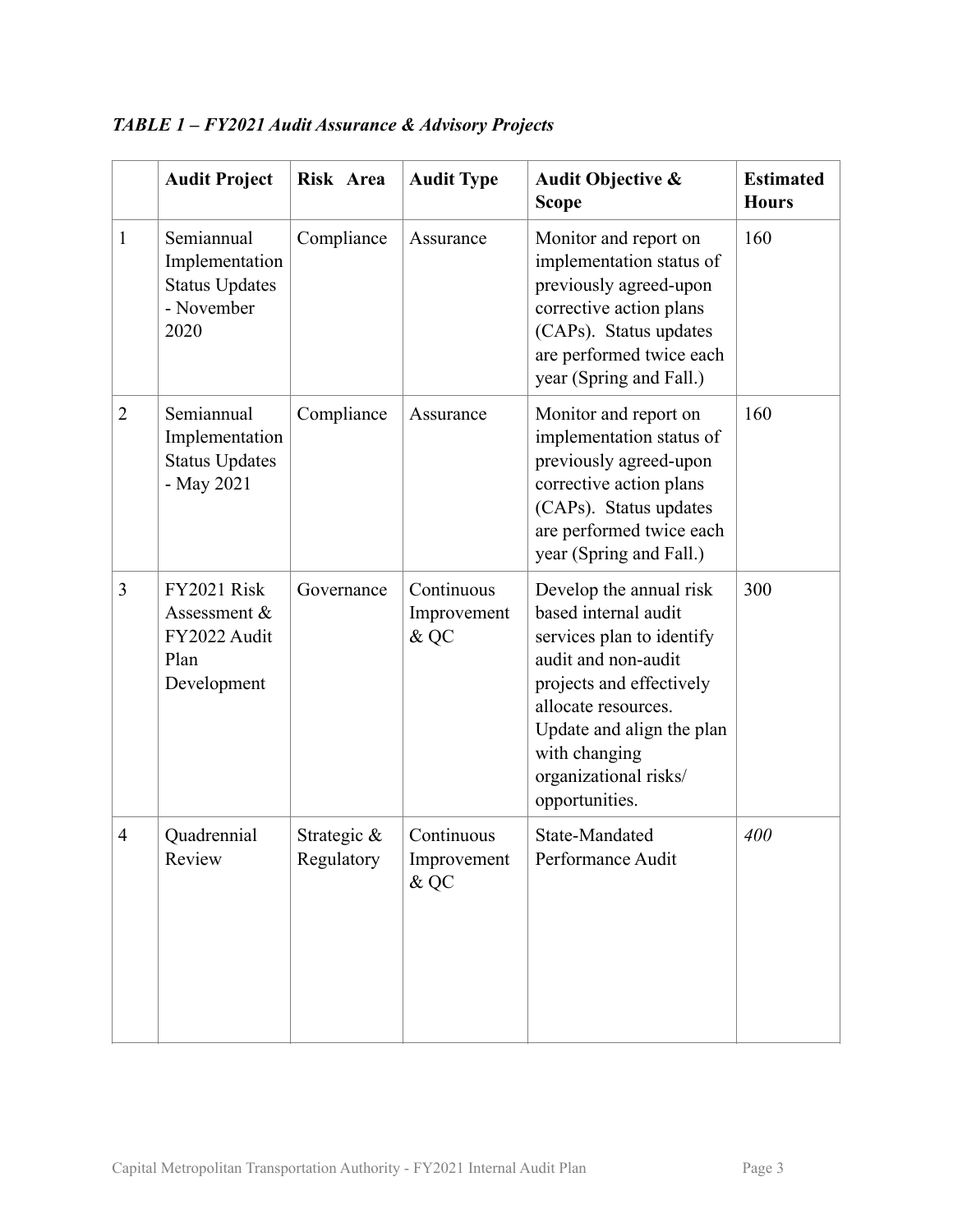***TABLE 1 – FY2021 Audit Assurance & Advisory Projects***

| | **Audit Project** | **Risk Area** | **Audit Type** | **Audit Objective & Scope** | **Estimated Hours** |
|---|---|---|---|---|---|
| 1 | Semiannual Implementation Status Updates - November 2020 | Compliance | Assurance | Monitor and report on implementation status of previously agreed-upon corrective action plans (CAPs). Status updates are performed twice each year (Spring and Fall.) | 160 |
| 2 | Semiannual Implementation Status Updates - May 2021 | Compliance | Assurance | Monitor and report on implementation status of previously agreed-upon corrective action plans (CAPs). Status updates are performed twice each year (Spring and Fall.) | 160 |
| 3 | FY2021 Risk Assessment & FY2022 Audit Plan Development | Governance | Continuous Improvement & QC | Develop the annual risk based internal audit services plan to identify audit and non-audit projects and effectively allocate resources. Update and align the plan with changing organizational risks/ opportunities. | 300 |
| 4 | Quadrennial Review | Strategic & Regulatory | Continuous Improvement & QC | State-Mandated Performance Audit | *400* |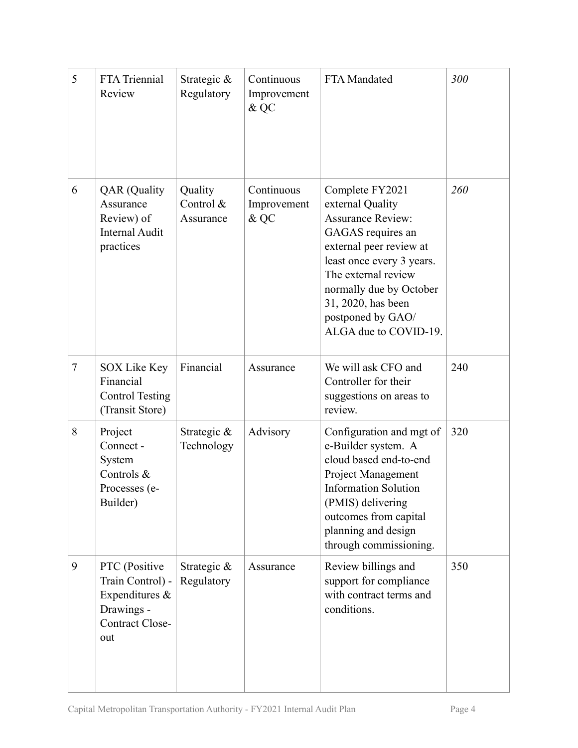| 5 | FTA Triennial Review | Strategic & Regulatory | Continuous Improvement & QC | FTA Mandated | *300* |
|---|---|---|---|---|---|
| 6 | QAR (Quality Assurance Review) of Internal Audit practices | Quality Control & Assurance | Continuous Improvement & QC | Complete FY2021 external Quality Assurance Review: GAGAS requires an external peer review at least once every 3 years. The external review normally due by October 31, 2020, has been postponed by GAO/ ALGA due to COVID-19. | *260* |
| 7 | SOX Like Key Financial Control Testing (Transit Store) | Financial | Assurance | We will ask CFO and Controller for their suggestions on areas to review. | 240 |
| 8 | Project Connect - System Controls & Processes (e-Builder) | Strategic & Technology | Advisory | Configuration and mgt of e-Builder system. A cloud based end-to-end Project Management Information Solution (PMIS) delivering outcomes from capital planning and design through commissioning. | 320 |
| 9 | PTC (Positive Train Control) - Expenditures & Drawings - Contract Close-out | Strategic & Regulatory | Assurance | Review billings and support for compliance with contract terms and conditions. | 350 |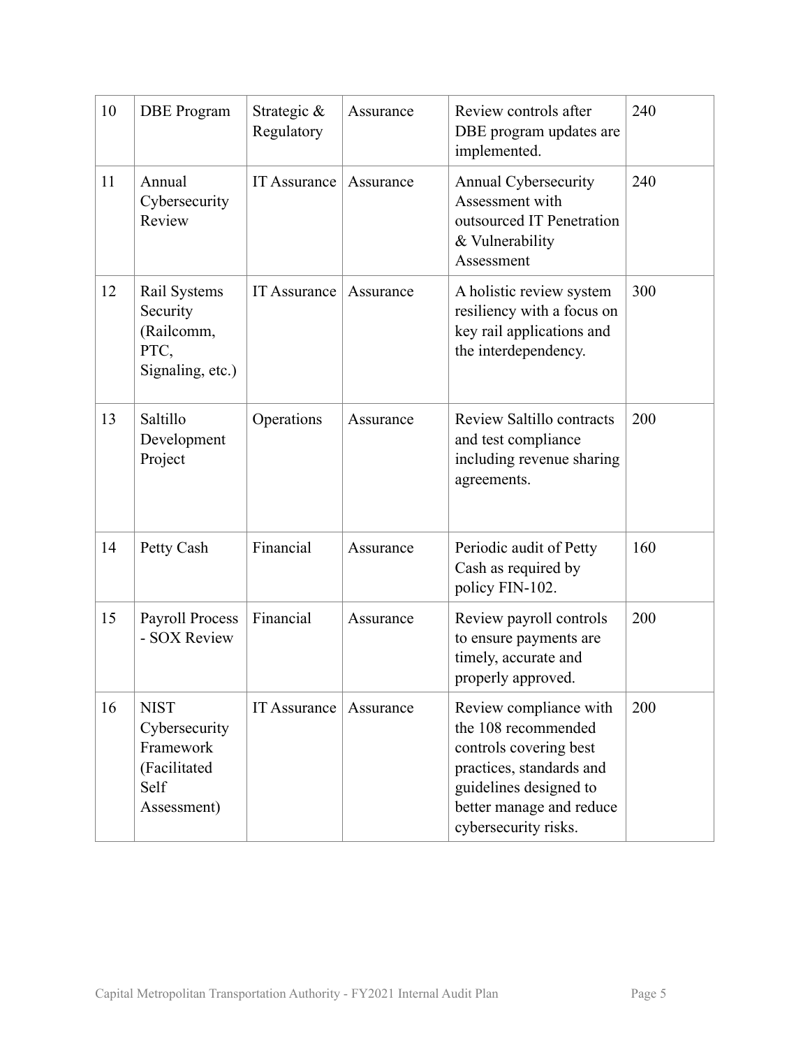| 10 | DBE Program | Strategic & Regulatory | Assurance | Review controls after DBE program updates are implemented. | 240 |
|---|---|---|---|---|---|
| 11 | Annual Cybersecurity Review | IT Assurance | Assurance | Annual Cybersecurity Assessment with outsourced IT Penetration & Vulnerability Assessment | 240 |
| 12 | Rail Systems Security (Railcomm, PTC, Signaling, etc.) | IT Assurance | Assurance | A holistic review system resiliency with a focus on key rail applications and the interdependency. | 300 |
| 13 | Saltillo Development Project | Operations | Assurance | Review Saltillo contracts and test compliance including revenue sharing agreements. | 200 |
| 14 | Petty Cash | Financial | Assurance | Periodic audit of Petty Cash as required by policy FIN-102. | 160 |
| 15 | Payroll Process - SOX Review | Financial | Assurance | Review payroll controls to ensure payments are timely, accurate and properly approved. | 200 |
| 16 | NIST Cybersecurity Framework (Facilitated Self Assessment) | IT Assurance | Assurance | Review compliance with the 108 recommended controls covering best practices, standards and guidelines designed to better manage and reduce cybersecurity risks. | 200 |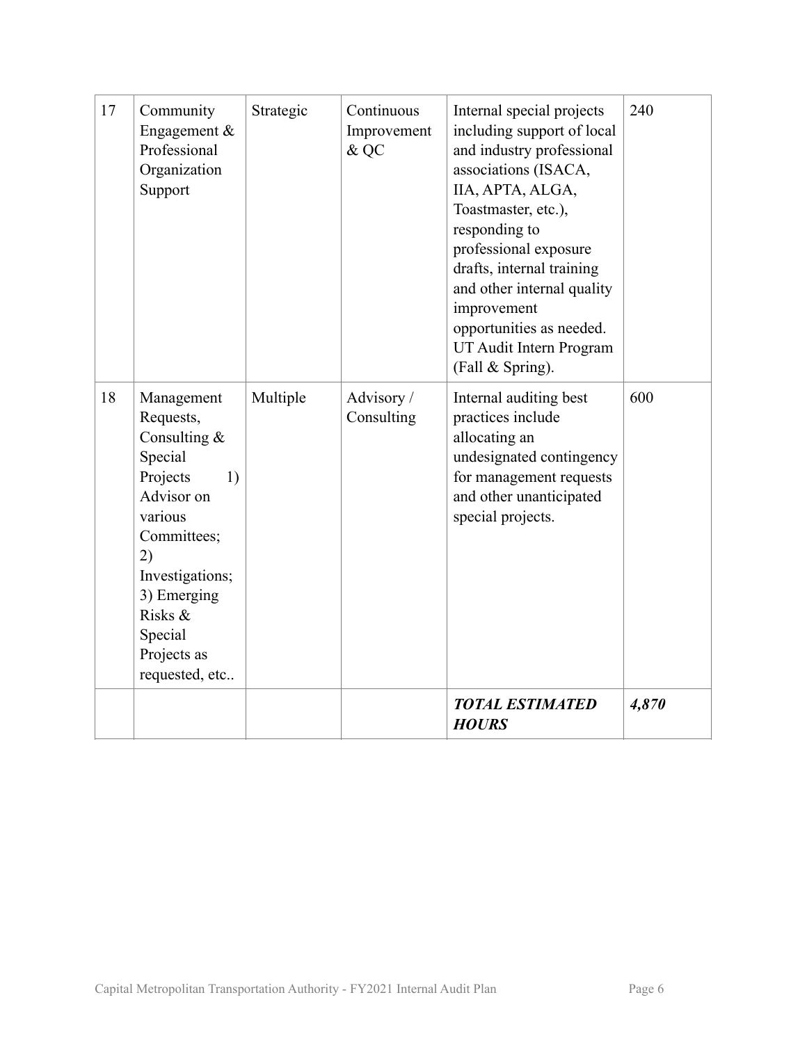| 17 | Community Engagement & Professional Organization Support | Strategic | Continuous Improvement & QC | Internal special projects including support of local and industry professional associations (ISACA, IIA, APTA, ALGA, Toastmaster, etc.), responding to professional exposure drafts, internal training and other internal quality improvement opportunities as needed. UT Audit Intern Program (Fall & Spring). | 240 |
|---|---|---|---|---|---|
| 18 | Management Requests, Consulting & Special Projects 1) Advisor on various Committees; 2) Investigations; 3) Emerging Risks & Special Projects as requested, etc.. | Multiple | Advisory / Consulting | Internal auditing best practices include allocating an undesignated contingency for management requests and other unanticipated special projects. | 600 |
| | | | | ***TOTAL ESTIMATED HOURS*** | ***4,870*** |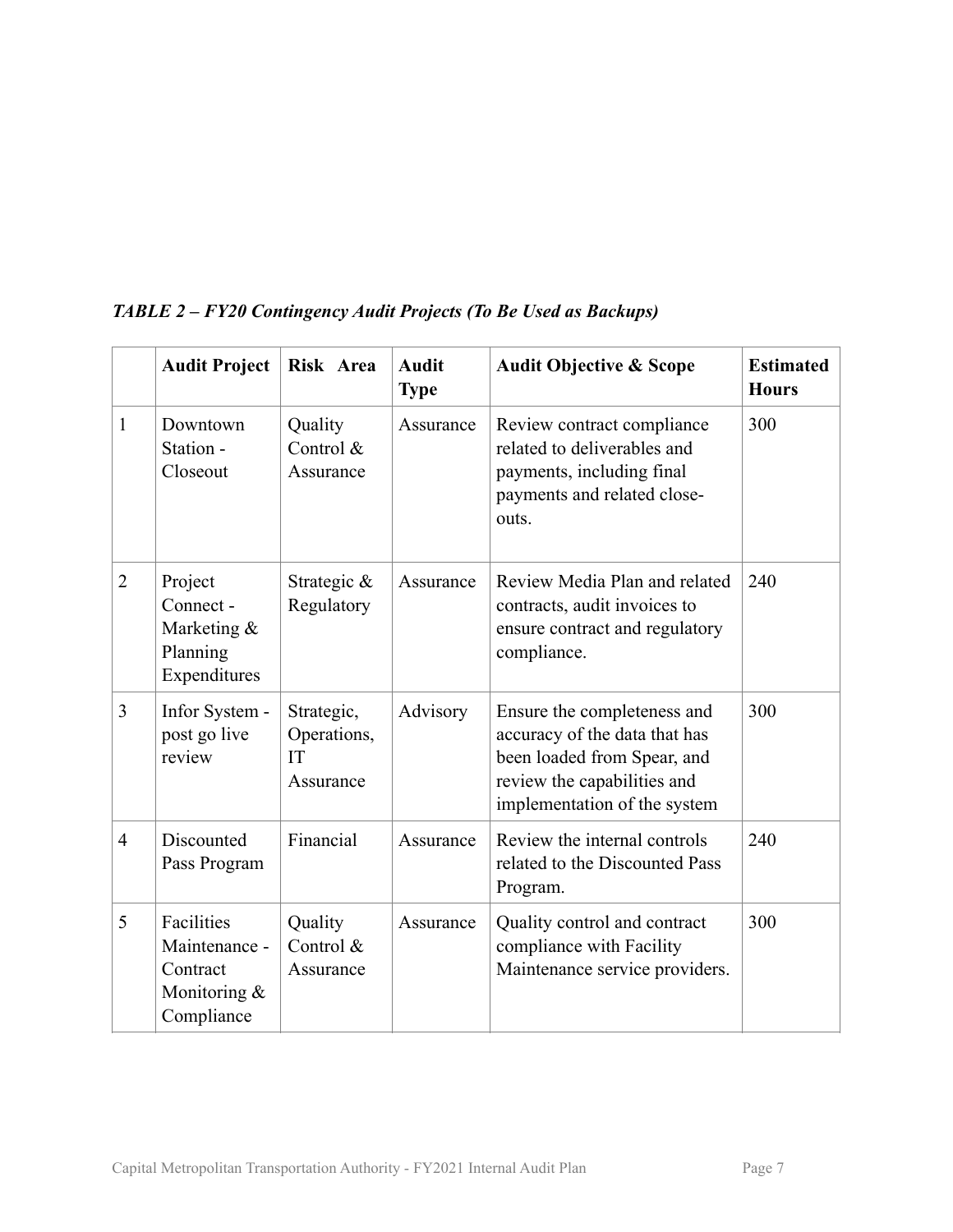***TABLE 2 – FY20 Contingency Audit Projects (To Be Used as Backups)***

| | **Audit Project** | **Risk Area** | **Audit Type** | **Audit Objective & Scope** | **Estimated Hours** |
|---|---|---|---|---|---|
| 1 | Downtown Station - Closeout | Quality Control & Assurance | Assurance | Review contract compliance related to deliverables and payments, including final payments and related close-outs. | 300 |
| 2 | Project Connect - Marketing & Planning Expenditures | Strategic & Regulatory | Assurance | Review Media Plan and related contracts, audit invoices to ensure contract and regulatory compliance. | 240 |
| 3 | Infor System - post go live review | Strategic, Operations, IT Assurance | Advisory | Ensure the completeness and accuracy of the data that has been loaded from Spear, and review the capabilities and implementation of the system | 300 |
| 4 | Discounted Pass Program | Financial | Assurance | Review the internal controls related to the Discounted Pass Program. | 240 |
| 5 | Facilities Maintenance - Contract Monitoring & Compliance | Quality Control & Assurance | Assurance | Quality control and contract compliance with Facility Maintenance service providers. | 300 |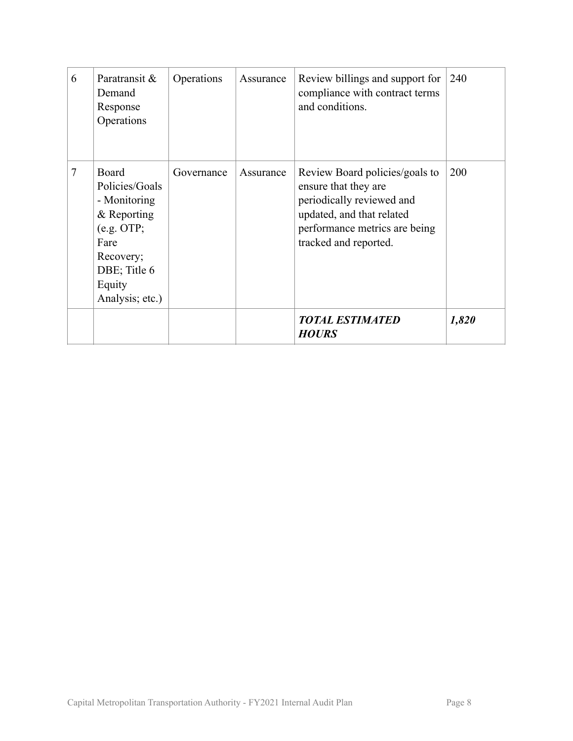| | | | | | |
|---|---|---|---|---|---|
| 6 | Paratransit & Demand Response Operations | Operations | Assurance | Review billings and support for compliance with contract terms and conditions. | 240 |
| 7 | Board Policies/Goals - Monitoring & Reporting (e.g. OTP; Fare Recovery; DBE; Title 6 Equity Analysis; etc.) | Governance | Assurance | Review Board policies/goals to ensure that they are periodically reviewed and updated, and that related performance metrics are being tracked and reported. | 200 |
| | | | | ***TOTAL ESTIMATED HOURS*** | ***1,820*** |